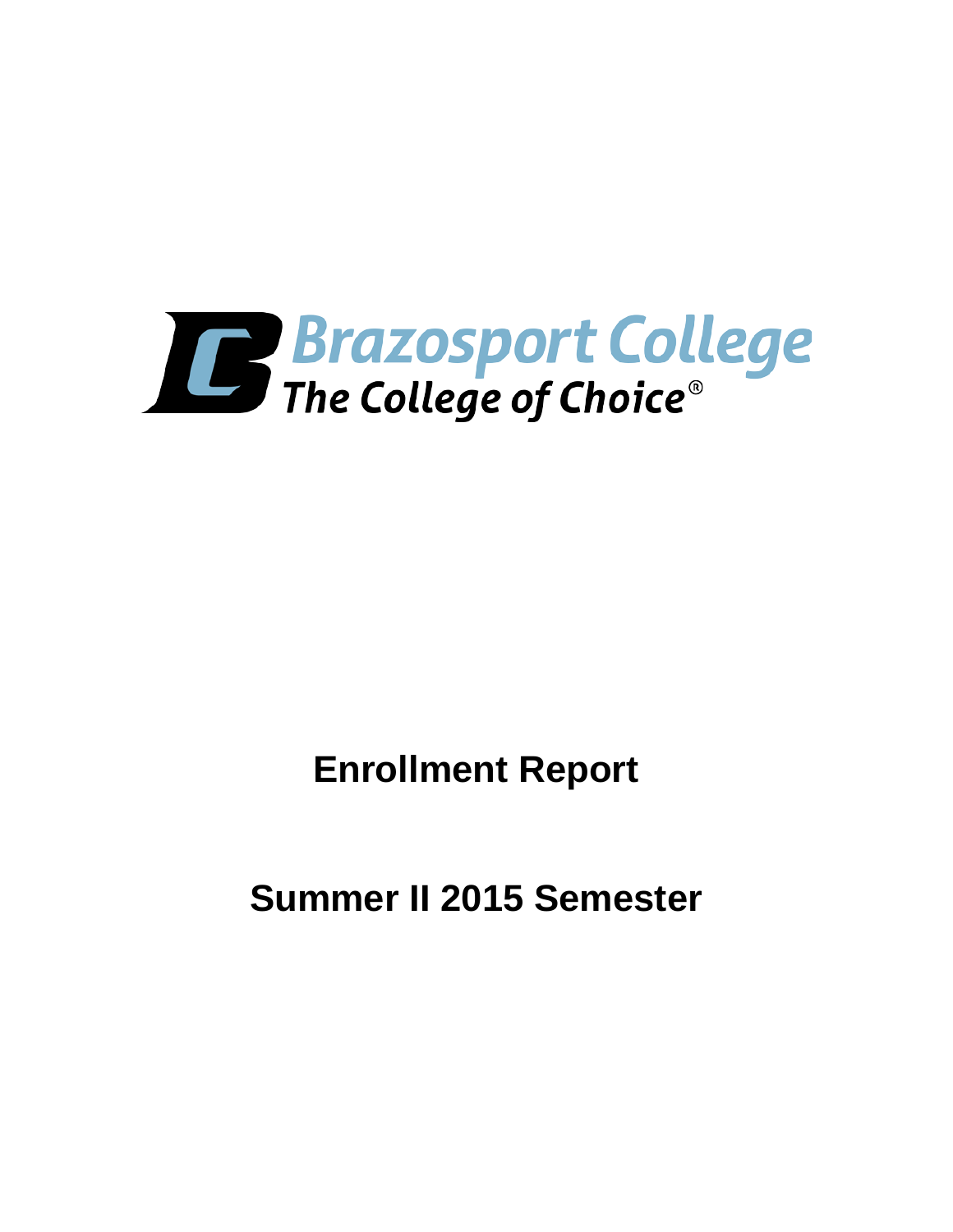Brazosport College
The College of Choice®

# Enrollment Report

## Summer II 2015 Semester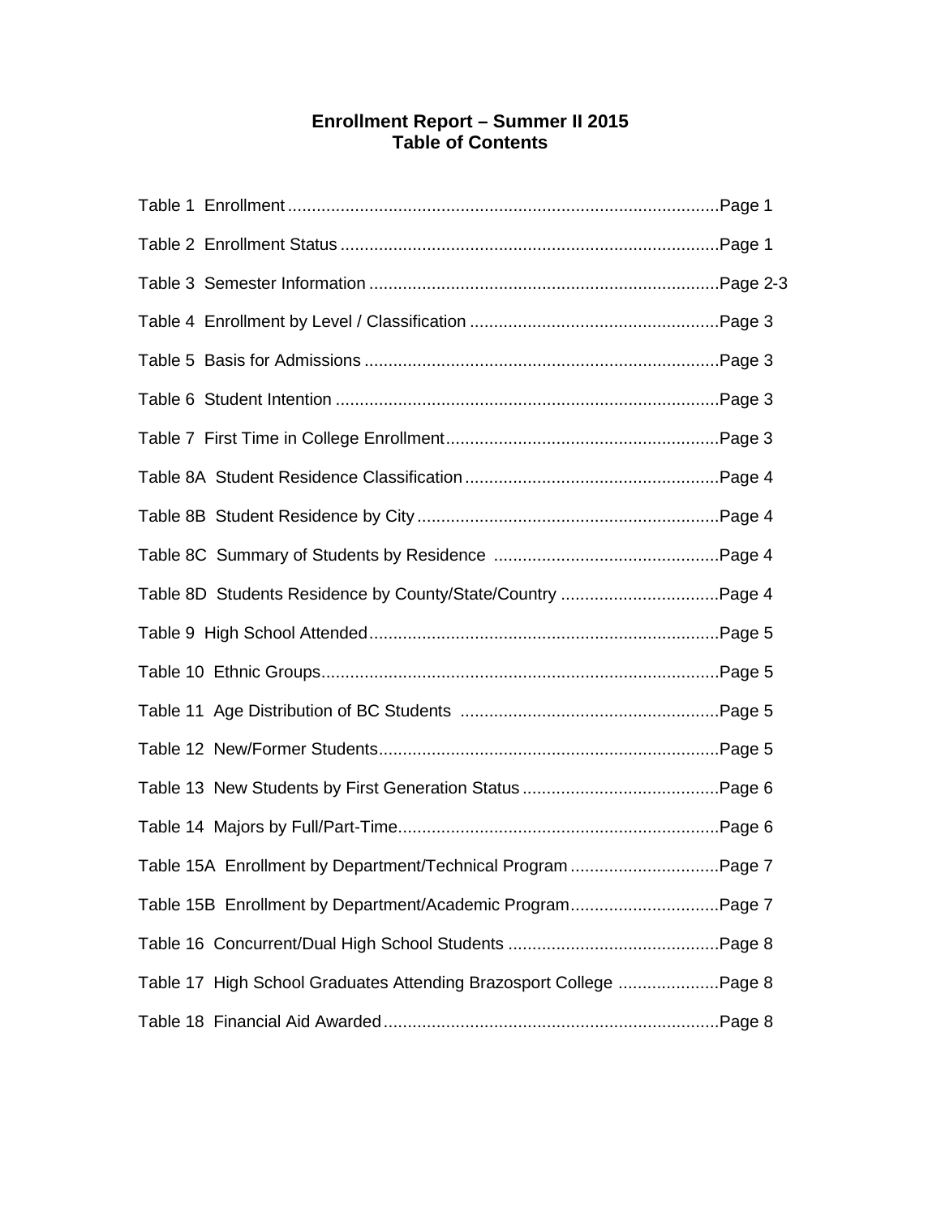# Enrollment Report – Summer II 2015
## Table of Contents

Table 1 Enrollment .......................................................................................... Page 1

Table 2 Enrollment Status ................................................................................ Page 1

Table 3 Semester Information ......................................................................... Page 2-3

Table 4 Enrollment by Level / Classification .................................................... Page 3

Table 5 Basis for Admissions .......................................................................... Page 3

Table 6 Student Intention ................................................................................ Page 3

Table 7 First Time in College Enrollment ......................................................... Page 3

Table 8A Student Residence Classification ..................................................... Page 4

Table 8B Student Residence by City ............................................................... Page 4

Table 8C Summary of Students by Residence ................................................ Page 4

Table 8D Students Residence by County/State/Country .................................. Page 4

Table 9 High School Attended ......................................................................... Page 5

Table 10 Ethnic Groups ................................................................................... Page 5

Table 11 Age Distribution of BC Students ....................................................... Page 5

Table 12 New/Former Students ....................................................................... Page 5

Table 13 New Students by First Generation Status .......................................... Page 6

Table 14 Majors by Full/Part-Time ................................................................... Page 6

Table 15A Enrollment by Department/Technical Program ................................ Page 7

Table 15B Enrollment by Department/Academic Program ................................ Page 7

Table 16 Concurrent/Dual High School Students ............................................. Page 8

Table 17 High School Graduates Attending Brazosport College ...................... Page 8

Table 18 Financial Aid Awarded ...................................................................... Page 8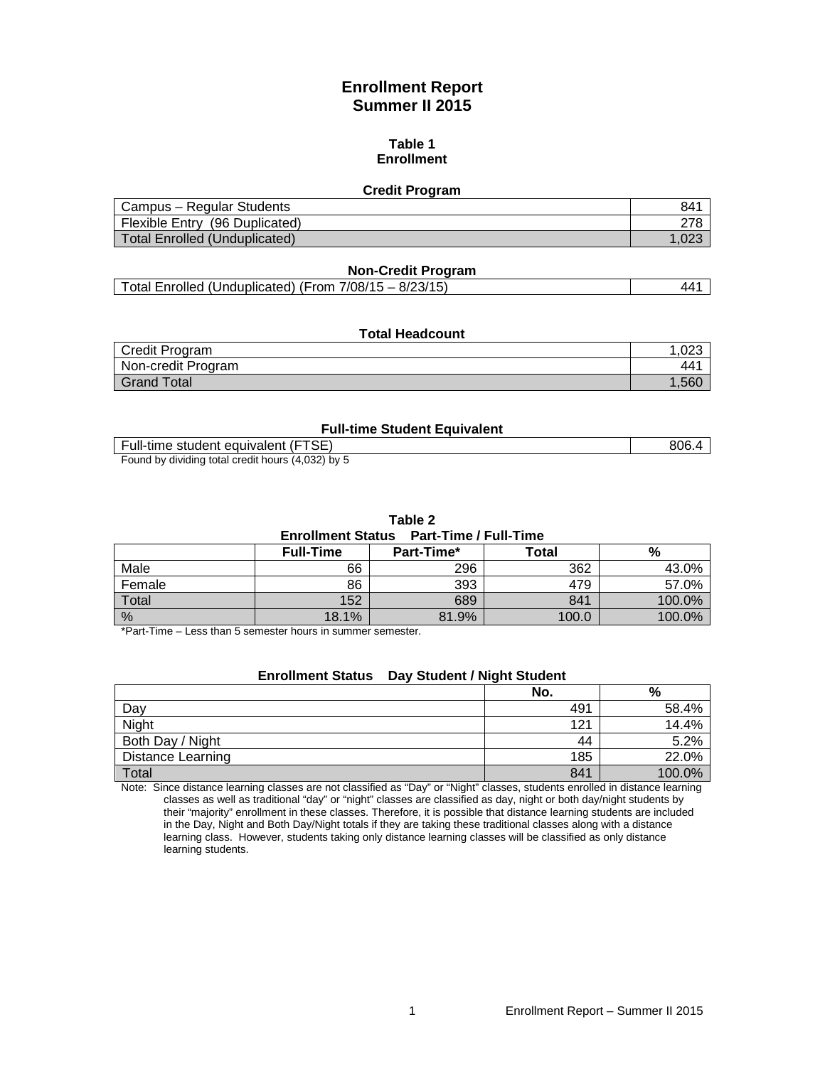# Enrollment Report
# Summer II 2015

### Table 1
### Enrollment

**Credit Program**

| | |
|---|---|
| Campus – Regular Students | 841 |
| Flexible Entry (96 Duplicated) | 278 |
| Total Enrolled (Unduplicated) | 1,023 |

**Non-Credit Program**

| | |
|---|---|
| Total Enrolled (Unduplicated) (From 7/08/15 – 8/23/15) | 441 |

**Total Headcount**

| | |
|---|---|
| Credit Program | 1,023 |
| Non-credit Program | 441 |
| Grand Total | 1,560 |

**Full-time Student Equivalent**

| | |
|---|---|
| Full-time student equivalent (FTSE) | 806.4 |

Found by dividing total credit hours (4,032) by 5

### Table 2
**Enrollment Status Part-Time / Full-Time**

| | Full-Time | Part-Time* | Total | % |
|---|---|---|---|---|
| Male | 66 | 296 | 362 | 43.0% |
| Female | 86 | 393 | 479 | 57.0% |
| Total | 152 | 689 | 841 | 100.0% |
| % | 18.1% | 81.9% | 100.0 | 100.0% |

*Part-Time – Less than 5 semester hours in summer semester.

**Enrollment Status Day Student / Night Student**

| | No. | % |
|---|---|---|
| Day | 491 | 58.4% |
| Night | 121 | 14.4% |
| Both Day / Night | 44 | 5.2% |
| Distance Learning | 185 | 22.0% |
| Total | 841 | 100.0% |

Note: Since distance learning classes are not classified as "Day" or "Night" classes, students enrolled in distance learning classes as well as traditional "day" or "night" classes are classified as day, night or both day/night students by their "majority" enrollment in these classes. Therefore, it is possible that distance learning students are included in the Day, Night and Both Day/Night totals if they are taking these traditional classes along with a distance learning class. However, students taking only distance learning classes will be classified as only distance learning students.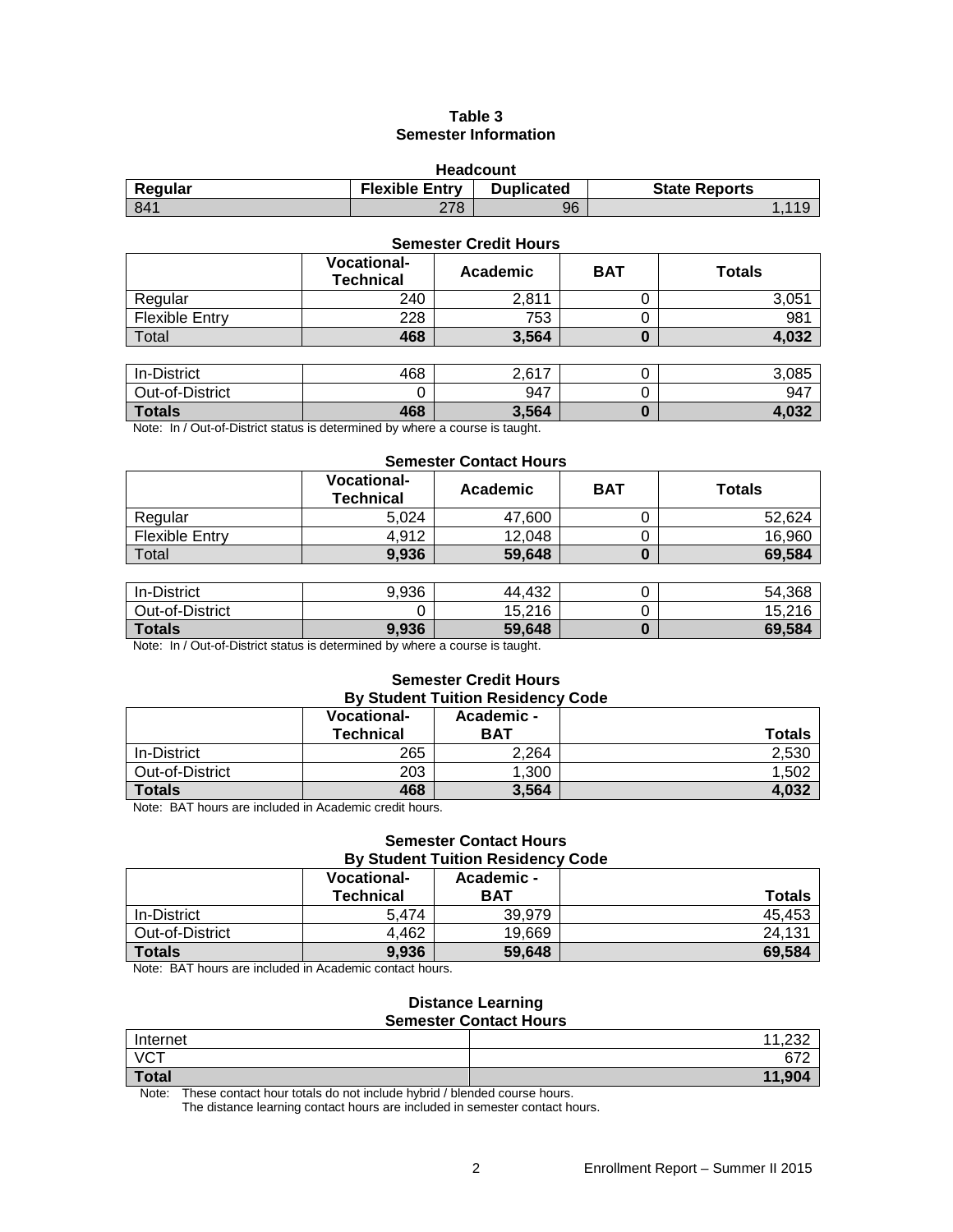# Table 3
## Semester Information

**Headcount**

| Regular | Flexible Entry | Duplicated | State Reports |
|---|---|---|---|
| 841 | 278 | 96 | 1,119 |

**Semester Credit Hours**

| | Vocational-Technical | Academic | BAT | Totals |
|---|---|---|---|---|
| Regular | 240 | 2,811 | 0 | 3,051 |
| Flexible Entry | 228 | 753 | 0 | 981 |
| Total | **468** | **3,564** | **0** | **4,032** |
| | | | | |
| In-District | 468 | 2,617 | 0 | 3,085 |
| Out-of-District | 0 | 947 | 0 | 947 |
| **Totals** | **468** | **3,564** | **0** | **4,032** |

Note: In / Out-of-District status is determined by where a course is taught.

**Semester Contact Hours**

| | Vocational-Technical | Academic | BAT | Totals |
|---|---|---|---|---|
| Regular | 5,024 | 47,600 | 0 | 52,624 |
| Flexible Entry | 4,912 | 12,048 | 0 | 16,960 |
| Total | **9,936** | **59,648** | **0** | **69,584** |
| | | | | |
| In-District | 9,936 | 44,432 | 0 | 54,368 |
| Out-of-District | 0 | 15,216 | 0 | 15,216 |
| **Totals** | **9,936** | **59,648** | **0** | **69,584** |

Note: In / Out-of-District status is determined by where a course is taught.

**Semester Credit Hours By Student Tuition Residency Code**

| | Vocational-Technical | Academic - BAT | Totals |
|---|---|---|---|
| In-District | 265 | 2,264 | 2,530 |
| Out-of-District | 203 | 1,300 | 1,502 |
| **Totals** | **468** | **3,564** | **4,032** |

Note: BAT hours are included in Academic credit hours.

**Semester Contact Hours By Student Tuition Residency Code**

| | Vocational-Technical | Academic - BAT | Totals |
|---|---|---|---|
| In-District | 5,474 | 39,979 | 45,453 |
| Out-of-District | 4,462 | 19,669 | 24,131 |
| **Totals** | **9,936** | **59,648** | **69,584** |

Note: BAT hours are included in Academic contact hours.

**Distance Learning Semester Contact Hours**

| | |
|---|---|
| Internet | 11,232 |
| VCT | 672 |
| **Total** | **11,904** |

Note: These contact hour totals do not include hybrid / blended course hours.
The distance learning contact hours are included in semester contact hours.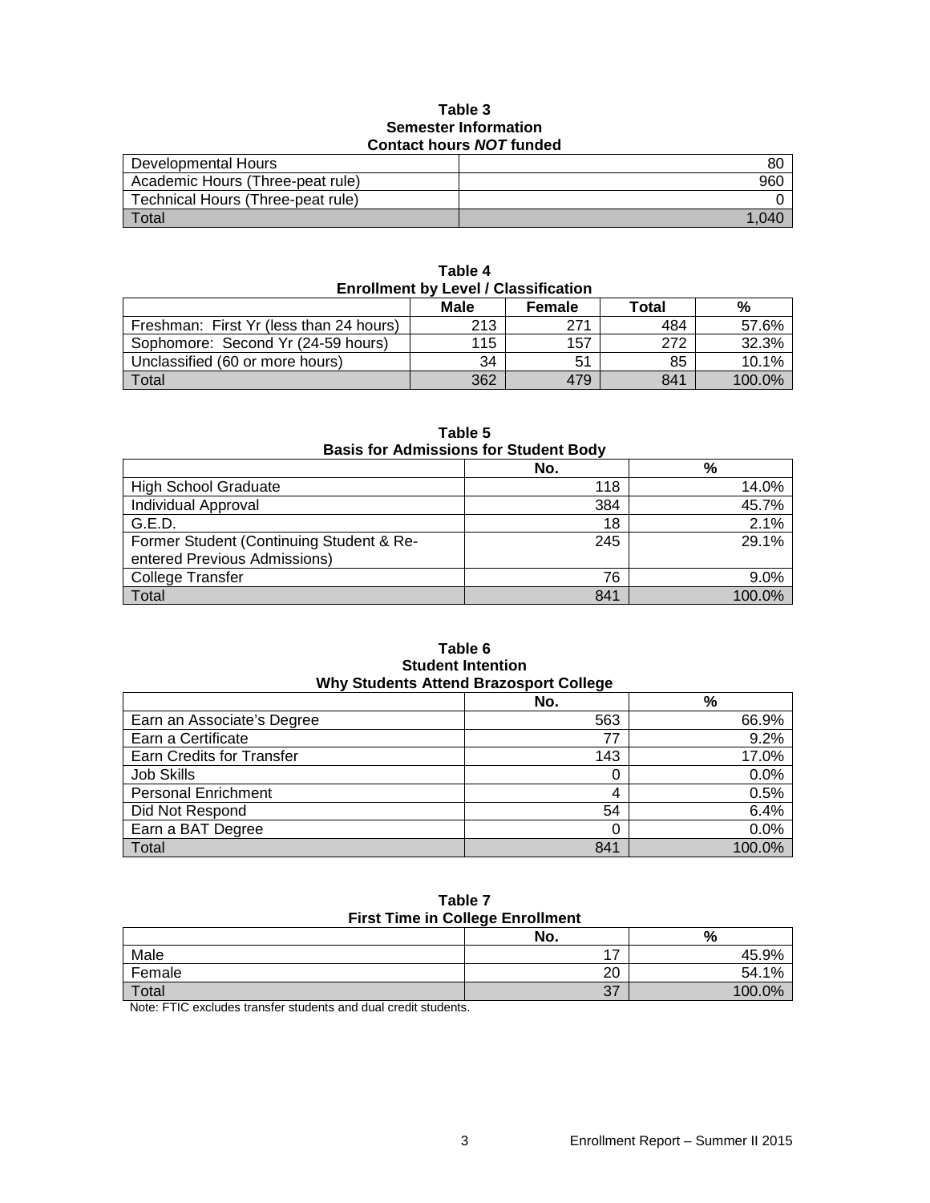**Table 3**
**Semester Information**
**Contact hours *NOT* funded**

| | |
|---|---:|
| Developmental Hours | 80 |
| Academic Hours (Three-peat rule) | 960 |
| Technical Hours (Three-peat rule) | 0 |
| Total | 1,040 |

**Table 4**
**Enrollment by Level / Classification**

| | Male | Female | Total | % |
|---|---:|---:|---:|---:|
| Freshman: First Yr (less than 24 hours) | 213 | 271 | 484 | 57.6% |
| Sophomore: Second Yr (24-59 hours) | 115 | 157 | 272 | 32.3% |
| Unclassified (60 or more hours) | 34 | 51 | 85 | 10.1% |
| Total | 362 | 479 | 841 | 100.0% |

**Table 5**
**Basis for Admissions for Student Body**

| | No. | % |
|---|---:|---:|
| High School Graduate | 118 | 14.0% |
| Individual Approval | 384 | 45.7% |
| G.E.D. | 18 | 2.1% |
| Former Student (Continuing Student & Re-entered Previous Admissions) | 245 | 29.1% |
| College Transfer | 76 | 9.0% |
| Total | 841 | 100.0% |

**Table 6**
**Student Intention**
**Why Students Attend Brazosport College**

| | No. | % |
|---|---:|---:|
| Earn an Associate's Degree | 563 | 66.9% |
| Earn a Certificate | 77 | 9.2% |
| Earn Credits for Transfer | 143 | 17.0% |
| Job Skills | 0 | 0.0% |
| Personal Enrichment | 4 | 0.5% |
| Did Not Respond | 54 | 6.4% |
| Earn a BAT Degree | 0 | 0.0% |
| Total | 841 | 100.0% |

**Table 7**
**First Time in College Enrollment**

| | No. | % |
|---|---:|---:|
| Male | 17 | 45.9% |
| Female | 20 | 54.1% |
| Total | 37 | 100.0% |

Note: FTIC excludes transfer students and dual credit students.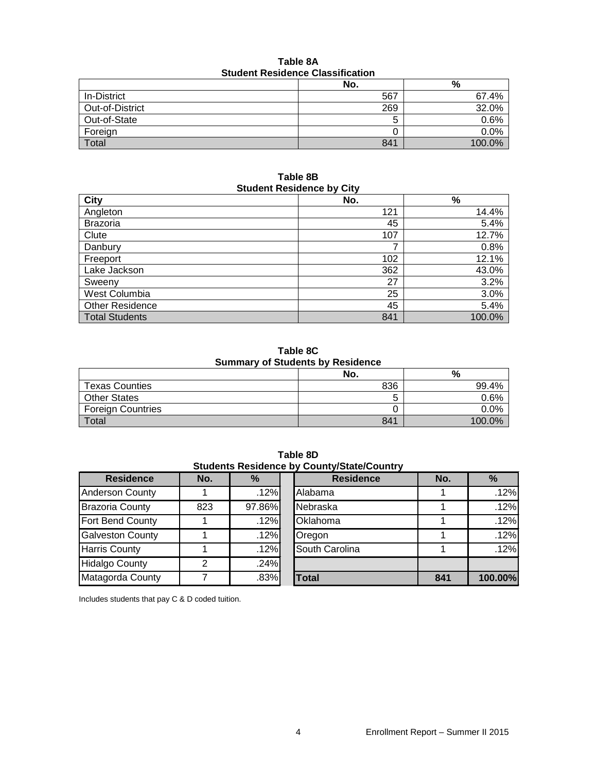**Table 8A**
**Student Residence Classification**

| | No. | % |
|---|---|---|
| In-District | 567 | 67.4% |
| Out-of-District | 269 | 32.0% |
| Out-of-State | 5 | 0.6% |
| Foreign | 0 | 0.0% |
| Total | 841 | 100.0% |

**Table 8B**
**Student Residence by City**

| City | No. | % |
|---|---|---|
| Angleton | 121 | 14.4% |
| Brazoria | 45 | 5.4% |
| Clute | 107 | 12.7% |
| Danbury | 7 | 0.8% |
| Freeport | 102 | 12.1% |
| Lake Jackson | 362 | 43.0% |
| Sweeny | 27 | 3.2% |
| West Columbia | 25 | 3.0% |
| Other Residence | 45 | 5.4% |
| Total Students | 841 | 100.0% |

**Table 8C**
**Summary of Students by Residence**

| | No. | % |
|---|---|---|
| Texas Counties | 836 | 99.4% |
| Other States | 5 | 0.6% |
| Foreign Countries | 0 | 0.0% |
| Total | 841 | 100.0% |

**Table 8D**
**Students Residence by County/State/Country**

| Residence | No. | % | Residence | No. | % |
|---|---|---|---|---|---|
| Anderson County | 1 | .12% | Alabama | 1 | .12% |
| Brazoria County | 823 | 97.86% | Nebraska | 1 | .12% |
| Fort Bend County | 1 | .12% | Oklahoma | 1 | .12% |
| Galveston County | 1 | .12% | Oregon | 1 | .12% |
| Harris County | 1 | .12% | South Carolina | 1 | .12% |
| Hidalgo County | 2 | .24% | | | |
| Matagorda County | 7 | .83% | **Total** | **841** | **100.00%** |

Includes students that pay C & D coded tuition.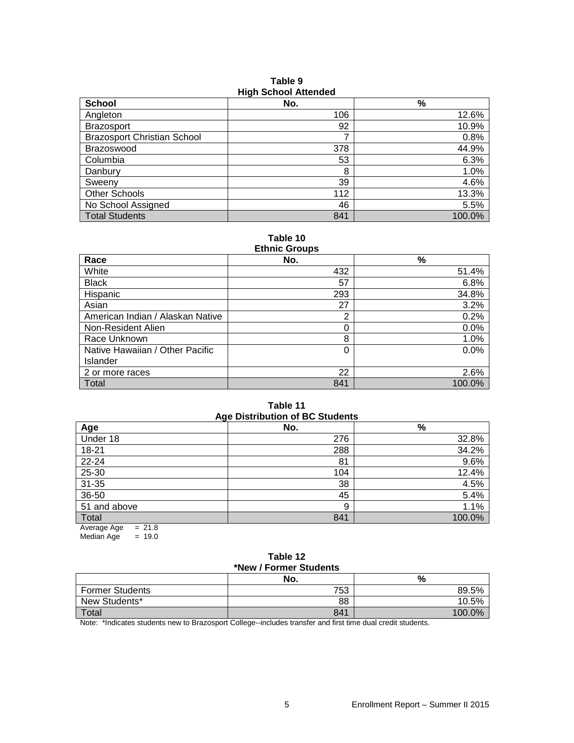**Table 9**
**High School Attended**

| School | No. | % |
|---|---|---|
| Angleton | 106 | 12.6% |
| Brazosport | 92 | 10.9% |
| Brazosport Christian School | 7 | 0.8% |
| Brazoswood | 378 | 44.9% |
| Columbia | 53 | 6.3% |
| Danbury | 8 | 1.0% |
| Sweeny | 39 | 4.6% |
| Other Schools | 112 | 13.3% |
| No School Assigned | 46 | 5.5% |
| Total Students | 841 | 100.0% |

**Table 10**
**Ethnic Groups**

| Race | No. | % |
|---|---|---|
| White | 432 | 51.4% |
| Black | 57 | 6.8% |
| Hispanic | 293 | 34.8% |
| Asian | 27 | 3.2% |
| American Indian / Alaskan Native | 2 | 0.2% |
| Non-Resident Alien | 0 | 0.0% |
| Race Unknown | 8 | 1.0% |
| Native Hawaiian / Other Pacific Islander | 0 | 0.0% |
| 2 or more races | 22 | 2.6% |
| Total | 841 | 100.0% |

**Table 11**
**Age Distribution of BC Students**

| Age | No. | % |
|---|---|---|
| Under 18 | 276 | 32.8% |
| 18-21 | 288 | 34.2% |
| 22-24 | 81 | 9.6% |
| 25-30 | 104 | 12.4% |
| 31-35 | 38 | 4.5% |
| 36-50 | 45 | 5.4% |
| 51 and above | 9 | 1.1% |
| Total | 841 | 100.0% |

Average Age = 21.8
Median Age = 19.0

**Table 12**
***New / Former Students**

| | No. | % |
|---|---|---|
| Former Students | 753 | 89.5% |
| New Students* | 88 | 10.5% |
| Total | 841 | 100.0% |

Note: *Indicates students new to Brazosport College--includes transfer and first time dual credit students.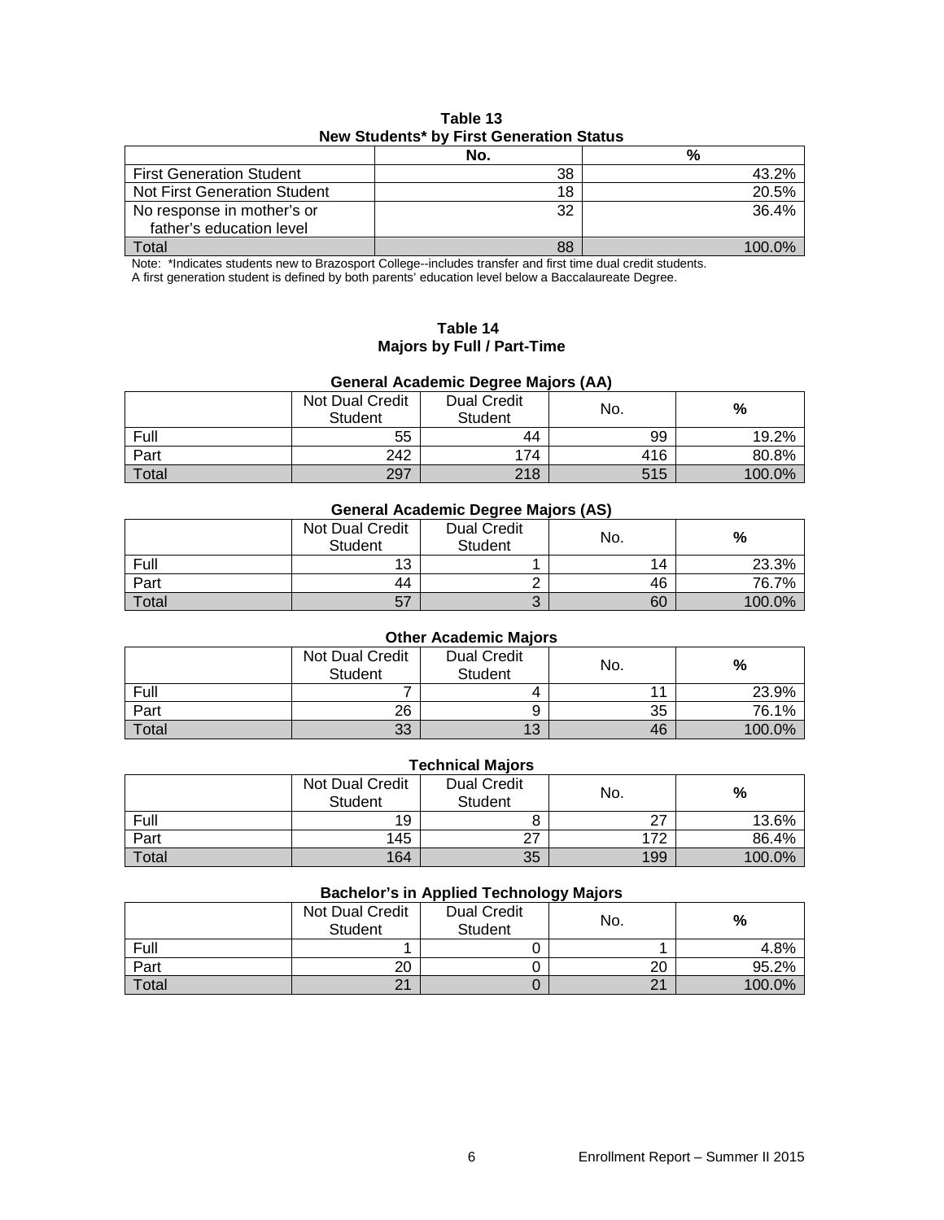**Table 13**
**New Students* by First Generation Status**

| | No. | % |
|---|---|---|
| First Generation Student | 38 | 43.2% |
| Not First Generation Student | 18 | 20.5% |
| No response in mother's or father's education level | 32 | 36.4% |
| Total | 88 | 100.0% |

Note: *Indicates students new to Brazosport College--includes transfer and first time dual credit students.
A first generation student is defined by both parents' education level below a Baccalaureate Degree.

**Table 14**
**Majors by Full / Part-Time**

**General Academic Degree Majors (AA)**

| | Not Dual Credit Student | Dual Credit Student | No. | % |
|---|---|---|---|---|
| Full | 55 | 44 | 99 | 19.2% |
| Part | 242 | 174 | 416 | 80.8% |
| Total | 297 | 218 | 515 | 100.0% |

**General Academic Degree Majors (AS)**

| | Not Dual Credit Student | Dual Credit Student | No. | % |
|---|---|---|---|---|
| Full | 13 | 1 | 14 | 23.3% |
| Part | 44 | 2 | 46 | 76.7% |
| Total | 57 | 3 | 60 | 100.0% |

**Other Academic Majors**

| | Not Dual Credit Student | Dual Credit Student | No. | % |
|---|---|---|---|---|
| Full | 7 | 4 | 11 | 23.9% |
| Part | 26 | 9 | 35 | 76.1% |
| Total | 33 | 13 | 46 | 100.0% |

**Technical Majors**

| | Not Dual Credit Student | Dual Credit Student | No. | % |
|---|---|---|---|---|
| Full | 19 | 8 | 27 | 13.6% |
| Part | 145 | 27 | 172 | 86.4% |
| Total | 164 | 35 | 199 | 100.0% |

**Bachelor's in Applied Technology Majors**

| | Not Dual Credit Student | Dual Credit Student | No. | % |
|---|---|---|---|---|
| Full | 1 | 0 | 1 | 4.8% |
| Part | 20 | 0 | 20 | 95.2% |
| Total | 21 | 0 | 21 | 100.0% |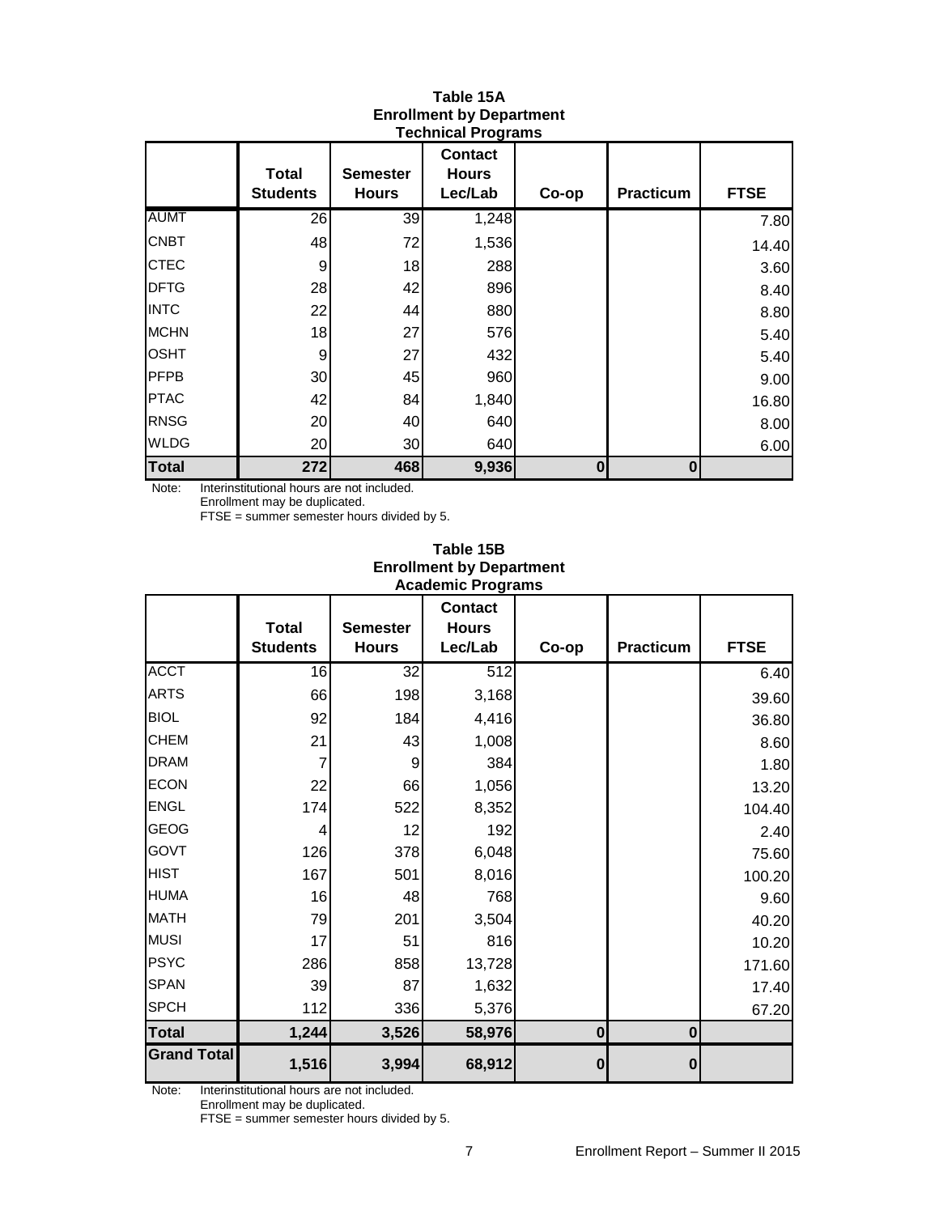**Table 15A**
**Enrollment by Department**
**Technical Programs**

| | Total Students | Semester Hours | Contact Hours Lec/Lab | Co-op | Practicum | FTSE |
|---|---|---|---|---|---|---|
| AUMT | 26 | 39 | 1,248 | | | 7.80 |
| CNBT | 48 | 72 | 1,536 | | | 14.40 |
| CTEC | 9 | 18 | 288 | | | 3.60 |
| DFTG | 28 | 42 | 896 | | | 8.40 |
| INTC | 22 | 44 | 880 | | | 8.80 |
| MCHN | 18 | 27 | 576 | | | 5.40 |
| OSHT | 9 | 27 | 432 | | | 5.40 |
| PFPB | 30 | 45 | 960 | | | 9.00 |
| PTAC | 42 | 84 | 1,840 | | | 16.80 |
| RNSG | 20 | 40 | 640 | | | 8.00 |
| WLDG | 20 | 30 | 640 | | | 6.00 |
| **Total** | **272** | **468** | **9,936** | **0** | **0** | |

Note: Interinstitutional hours are not included.
Enrollment may be duplicated.
FTSE = summer semester hours divided by 5.

**Table 15B**
**Enrollment by Department**
**Academic Programs**

| | Total Students | Semester Hours | Contact Hours Lec/Lab | Co-op | Practicum | FTSE |
|---|---|---|---|---|---|---|
| ACCT | 16 | 32 | 512 | | | 6.40 |
| ARTS | 66 | 198 | 3,168 | | | 39.60 |
| BIOL | 92 | 184 | 4,416 | | | 36.80 |
| CHEM | 21 | 43 | 1,008 | | | 8.60 |
| DRAM | 7 | 9 | 384 | | | 1.80 |
| ECON | 22 | 66 | 1,056 | | | 13.20 |
| ENGL | 174 | 522 | 8,352 | | | 104.40 |
| GEOG | 4 | 12 | 192 | | | 2.40 |
| GOVT | 126 | 378 | 6,048 | | | 75.60 |
| HIST | 167 | 501 | 8,016 | | | 100.20 |
| HUMA | 16 | 48 | 768 | | | 9.60 |
| MATH | 79 | 201 | 3,504 | | | 40.20 |
| MUSI | 17 | 51 | 816 | | | 10.20 |
| PSYC | 286 | 858 | 13,728 | | | 171.60 |
| SPAN | 39 | 87 | 1,632 | | | 17.40 |
| SPCH | 112 | 336 | 5,376 | | | 67.20 |
| **Total** | **1,244** | **3,526** | **58,976** | **0** | **0** | |
| **Grand Total** | **1,516** | **3,994** | **68,912** | **0** | **0** | |

Note: Interinstitutional hours are not included.
Enrollment may be duplicated.
FTSE = summer semester hours divided by 5.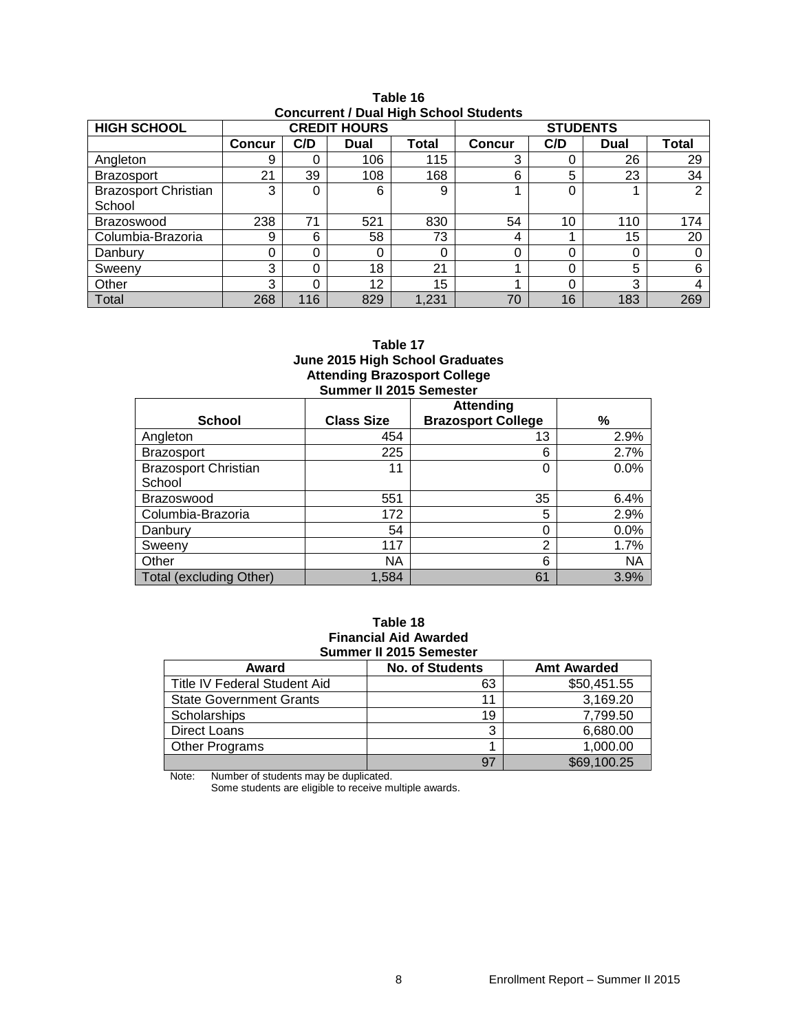**Table 16**
**Concurrent / Dual High School Students**

| HIGH SCHOOL | CREDIT HOURS | | | | STUDENTS | | | |
|---|---|---|---|---|---|---|---|---|
| | Concur | C/D | Dual | Total | Concur | C/D | Dual | Total |
| Angleton | 9 | 0 | 106 | 115 | 3 | 0 | 26 | 29 |
| Brazosport | 21 | 39 | 108 | 168 | 6 | 5 | 23 | 34 |
| Brazosport Christian School | 3 | 0 | 6 | 9 | 1 | 0 | 1 | 2 |
| Brazoswood | 238 | 71 | 521 | 830 | 54 | 10 | 110 | 174 |
| Columbia-Brazoria | 9 | 6 | 58 | 73 | 4 | 1 | 15 | 20 |
| Danbury | 0 | 0 | 0 | 0 | 0 | 0 | 0 | 0 |
| Sweeny | 3 | 0 | 18 | 21 | 1 | 0 | 5 | 6 |
| Other | 3 | 0 | 12 | 15 | 1 | 0 | 3 | 4 |
| Total | 268 | 116 | 829 | 1,231 | 70 | 16 | 183 | 269 |

**Table 17**
**June 2015 High School Graduates**
**Attending Brazosport College**
**Summer II 2015 Semester**

| School | Class Size | Attending Brazosport College | % |
|---|---|---|---|
| Angleton | 454 | 13 | 2.9% |
| Brazosport | 225 | 6 | 2.7% |
| Brazosport Christian School | 11 | 0 | 0.0% |
| Brazoswood | 551 | 35 | 6.4% |
| Columbia-Brazoria | 172 | 5 | 2.9% |
| Danbury | 54 | 0 | 0.0% |
| Sweeny | 117 | 2 | 1.7% |
| Other | NA | 6 | NA |
| Total (excluding Other) | 1,584 | 61 | 3.9% |

**Table 18**
**Financial Aid Awarded**
**Summer II 2015 Semester**

| Award | No. of Students | Amt Awarded |
|---|---|---|
| Title IV Federal Student Aid | 63 | $50,451.55 |
| State Government Grants | 11 | 3,169.20 |
| Scholarships | 19 | 7,799.50 |
| Direct Loans | 3 | 6,680.00 |
| Other Programs | 1 | 1,000.00 |
| | 97 | $69,100.25 |

Note: Number of students may be duplicated.
Some students are eligible to receive multiple awards.